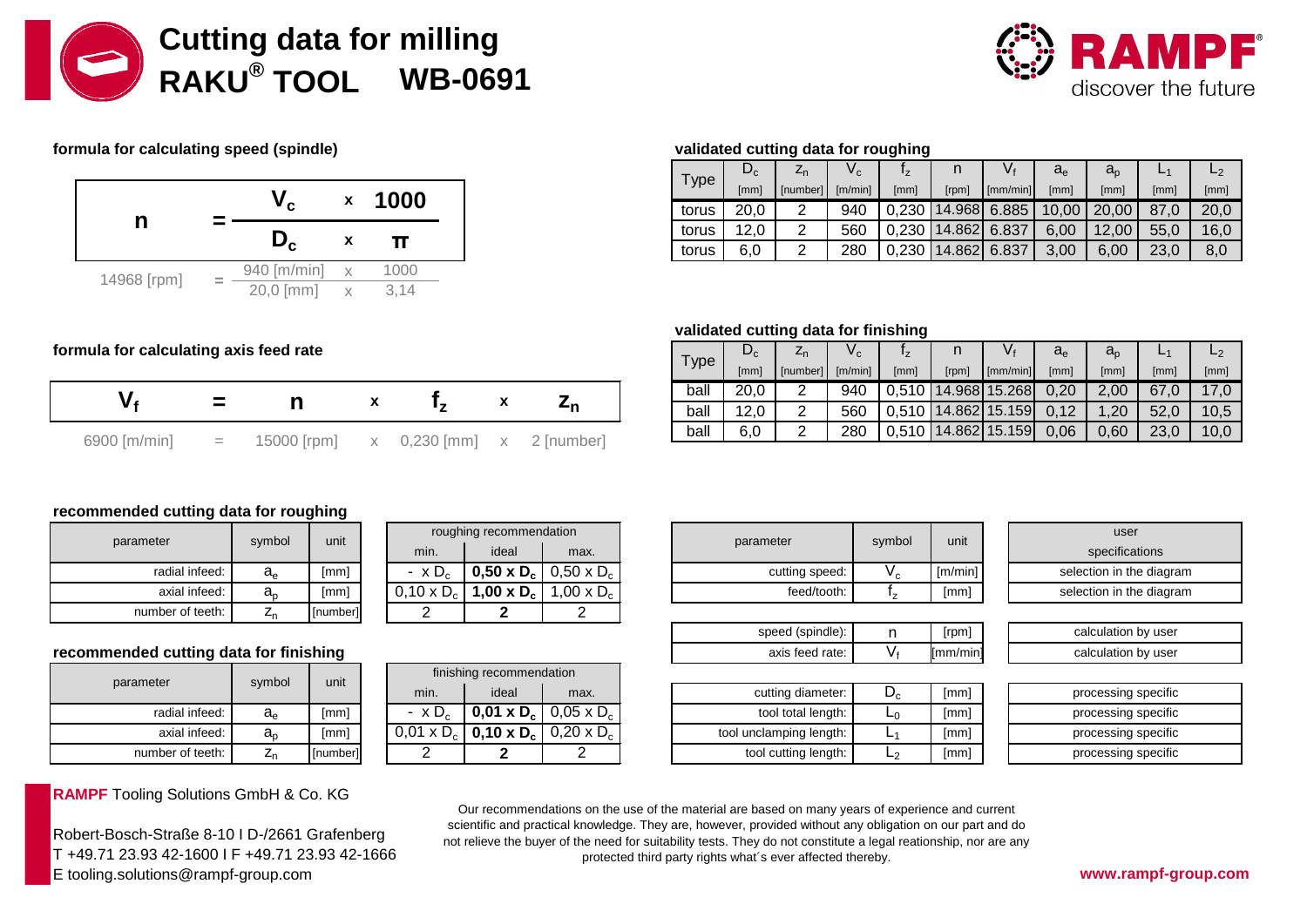# Cutting data for milling RAKU® TOOL WB-0691

**RAMPF** discover the future

### formula for calculating speed (spindle)

$$n = \frac{V_c \times 1000}{D_c \times \pi}$$

$$14968\ [rpm] = \frac{940\ [m/min] \times 1000}{20{,}0\ [mm] \times 3{,}14}$$

### formula for calculating axis feed rate

$$V_f = n \times f_z \times z_n$$

$$6900\ [m/min] = 15000\ [rpm] \times 0{,}230\ [mm] \times 2\ [number]$$

### validated cutting data for roughing

| Type | $D_c$ [mm] | $z_n$ [number] | $V_c$ [m/min] | $f_z$ [mm] | n [rpm] | $V_f$ [mm/min] | $a_e$ [mm] | $a_p$ [mm] | $L_1$ [mm] | $L_2$ [mm] |
|---|---|---|---|---|---|---|---|---|---|---|
| torus | 20,0 | 2 | 940 | 0,230 | 14.968 | 6.885 | 10,00 | 20,00 | 87,0 | 20,0 |
| torus | 12,0 | 2 | 560 | 0,230 | 14.862 | 6.837 | 6,00 | 12,00 | 55,0 | 16,0 |
| torus | 6,0 | 2 | 280 | 0,230 | 14.862 | 6.837 | 3,00 | 6,00 | 23,0 | 8,0 |

### validated cutting data for finishing

| Type | $D_c$ [mm] | $z_n$ [number] | $V_c$ [m/min] | $f_z$ [mm] | n [rpm] | $V_f$ [mm/min] | $a_e$ [mm] | $a_p$ [mm] | $L_1$ [mm] | $L_2$ [mm] |
|---|---|---|---|---|---|---|---|---|---|---|
| ball | 20,0 | 2 | 940 | 0,510 | 14.968 | 15.268 | 0,20 | 2,00 | 67,0 | 17,0 |
| ball | 12,0 | 2 | 560 | 0,510 | 14.862 | 15.159 | 0,12 | 1,20 | 52,0 | 10,5 |
| ball | 6,0 | 2 | 280 | 0,510 | 14.862 | 15.159 | 0,06 | 0,60 | 23,0 | 10,0 |

### recommended cutting data for roughing

| parameter | symbol | unit | roughing recommendation min. | ideal | max. |
|---|---|---|---|---|---|
| radial infeed: | $a_e$ | [mm] | - x $D_c$ | **0,50 x $D_c$** | 0,50 x $D_c$ |
| axial infeed: | $a_p$ | [mm] | 0,10 x $D_c$ | **1,00 x $D_c$** | 1,00 x $D_c$ |
| number of teeth: | $z_n$ | [number] | 2 | **2** | 2 |

### recommended cutting data for finishing

| parameter | symbol | unit | finishing recommendation min. | ideal | max. |
|---|---|---|---|---|---|
| radial infeed: | $a_e$ | [mm] | - x $D_c$ | **0,01 x $D_c$** | 0,05 x $D_c$ |
| axial infeed: | $a_p$ | [mm] | 0,01 x $D_c$ | **0,10 x $D_c$** | 0,20 x $D_c$ |
| number of teeth: | $z_n$ | [number] | 2 | **2** | 2 |

| parameter | symbol | unit | user specifications |
|---|---|---|---|
| cutting speed: | $V_c$ | [m/min] | selection in the diagram |
| feed/tooth: | $f_z$ | [mm] | selection in the diagram |
| speed (spindle): | n | [rpm] | calculation by user |
| axis feed rate: | $V_f$ | [mm/min] | calculation by user |
| cutting diameter: | $D_c$ | [mm] | processing specific |
| tool total length: | $L_0$ | [mm] | processing specific |
| tool unclamping length: | $L_1$ | [mm] | processing specific |
| tool cutting length: | $L_2$ | [mm] | processing specific |

**RAMPF** Tooling Solutions GmbH & Co. KG

Robert-Bosch-Straße 8-10 I D-/2661 Grafenberg
T +49.71 23.93 42-1600 I F +49.71 23.93 42-1666
E tooling.solutions@rampf-group.com

Our recommendations on the use of the material are based on many years of experience and current scientific and practical knowledge. They are, however, provided without any obligation on our part and do not relieve the buyer of the need for suitability tests. They do not constitute a legal reationship, nor are any protected third party rights what´s ever affected thereby.

**www.rampf-group.com**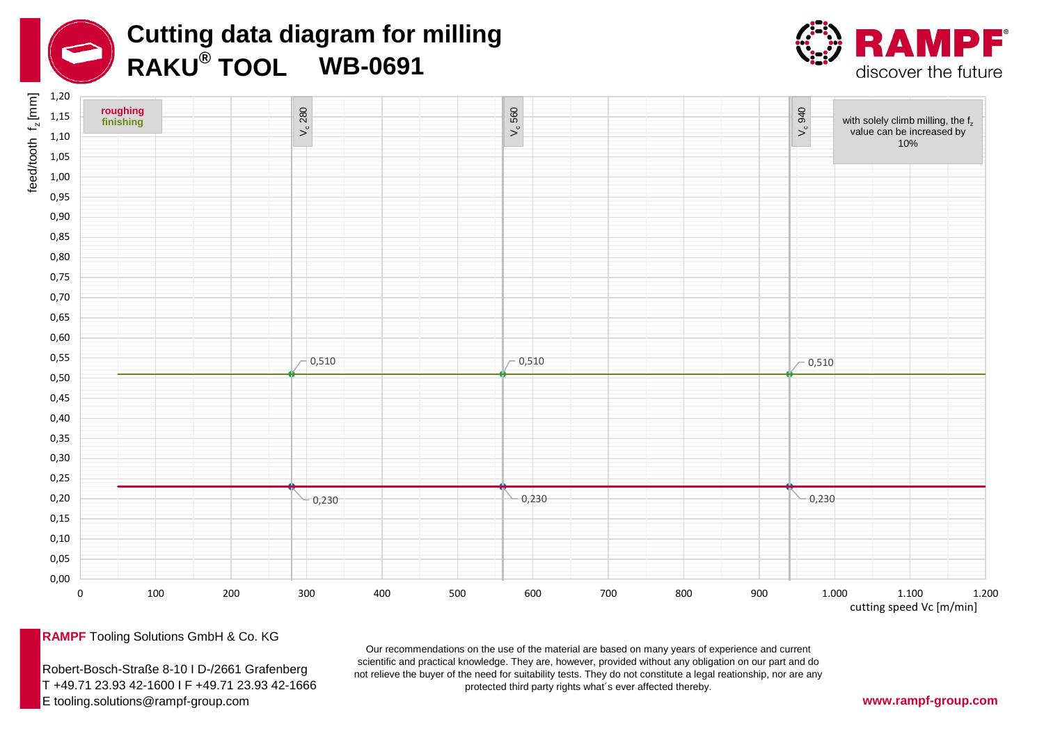# Cutting data diagram for milling

## RAKU® TOOL WB-0691

RAMPF discover the future

feed/tooth $f_z$ [mm]

**roughing**
**finishing**

$V_c$ 280 | $V_c$ 560 | $V_c$ 940

with solely climb milling, the $f_z$ value can be increased by 10%

| cutting speed Vc [m/min] | 280 | 560 | 940 |
|---|---|---|---|
| finishing $f_z$ [mm] | 0,510 | 0,510 | 0,510 |
| roughing $f_z$ [mm] | 0,230 | 0,230 | 0,230 |

cutting speed Vc [m/min]

**RAMPF** Tooling Solutions GmbH & Co. KG

Robert-Bosch-Straße 8-10 I D-/2661 Grafenberg
T +49.71 23.93 42-1600 I F +49.71 23.93 42-1666
E tooling.solutions@rampf-group.com

Our recommendations on the use of the material are based on many years of experience and current scientific and practical knowledge. They are, however, provided without any obligation on our part and do not relieve the buyer of the need for suitability tests. They do not constitute a legal reationship, nor are any protected third party rights what´s ever affected thereby.

**www.rampf-group.com**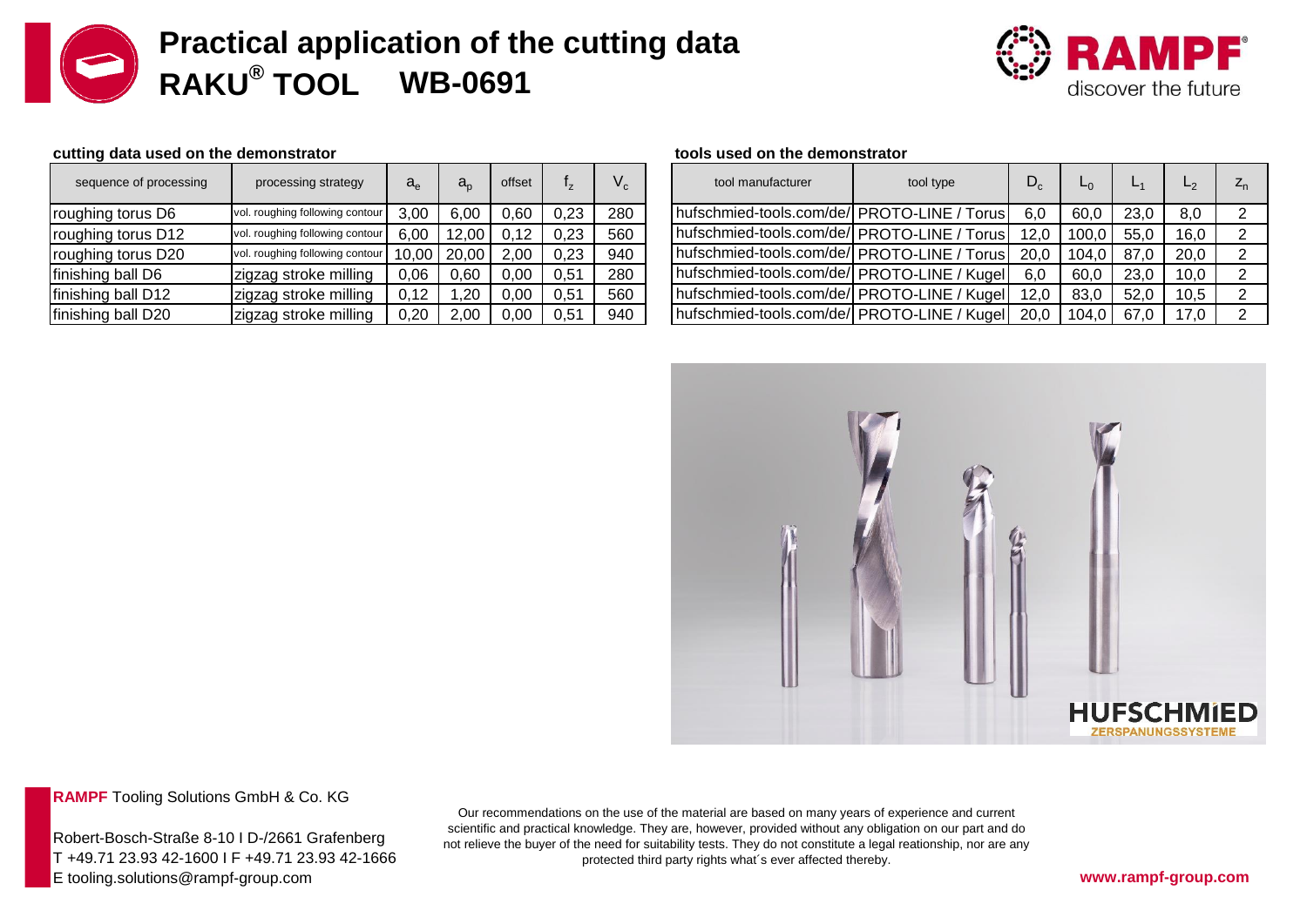# Practical application of the cutting data

# RAKU® TOOL WB-0691

**cutting data used on the demonstrator**

| sequence of processing | processing strategy | $a_e$ | $a_p$ | offset | $f_z$ | $V_c$ |
|---|---|---|---|---|---|---|
| roughing torus D6 | vol. roughing following contour | 3,00 | 6,00 | 0,60 | 0,23 | 280 |
| roughing torus D12 | vol. roughing following contour | 6,00 | 12,00 | 0,12 | 0,23 | 560 |
| roughing torus D20 | vol. roughing following contour | 10,00 | 20,00 | 2,00 | 0,23 | 940 |
| finishing ball D6 | zigzag stroke milling | 0,06 | 0,60 | 0,00 | 0,51 | 280 |
| finishing ball D12 | zigzag stroke milling | 0,12 | 1,20 | 0,00 | 0,51 | 560 |
| finishing ball D20 | zigzag stroke milling | 0,20 | 2,00 | 0,00 | 0,51 | 940 |

**tools used on the demonstrator**

| tool manufacturer | tool type | $D_c$ | $L_0$ | $L_1$ | $L_2$ | $z_n$ |
|---|---|---|---|---|---|---|
| hufschmied-tools.com/de/ | PROTO-LINE / Torus | 6,0 | 60,0 | 23,0 | 8,0 | 2 |
| hufschmied-tools.com/de/ | PROTO-LINE / Torus | 12,0 | 100,0 | 55,0 | 16,0 | 2 |
| hufschmied-tools.com/de/ | PROTO-LINE / Torus | 20,0 | 104,0 | 87,0 | 20,0 | 2 |
| hufschmied-tools.com/de/ | PROTO-LINE / Kugel | 6,0 | 60,0 | 23,0 | 10,0 | 2 |
| hufschmied-tools.com/de/ | PROTO-LINE / Kugel | 12,0 | 83,0 | 52,0 | 10,5 | 2 |
| hufschmied-tools.com/de/ | PROTO-LINE / Kugel | 20,0 | 104,0 | 67,0 | 17,0 | 2 |

HUFSCHMIED
ZERSPANUNGSSYSTEME

**RAMPF** Tooling Solutions GmbH & Co. KG

Robert-Bosch-Straße 8-10 I D-/2661 Grafenberg
T +49.71 23.93 42-1600 I F +49.71 23.93 42-1666
E tooling.solutions@rampf-group.com

Our recommendations on the use of the material are based on many years of experience and current scientific and practical knowledge. They are, however, provided without any obligation on our part and do not relieve the buyer of the need for suitability tests. They do not constitute a legal reationship, nor are any protected third party rights what´s ever affected thereby.

www.rampf-group.com